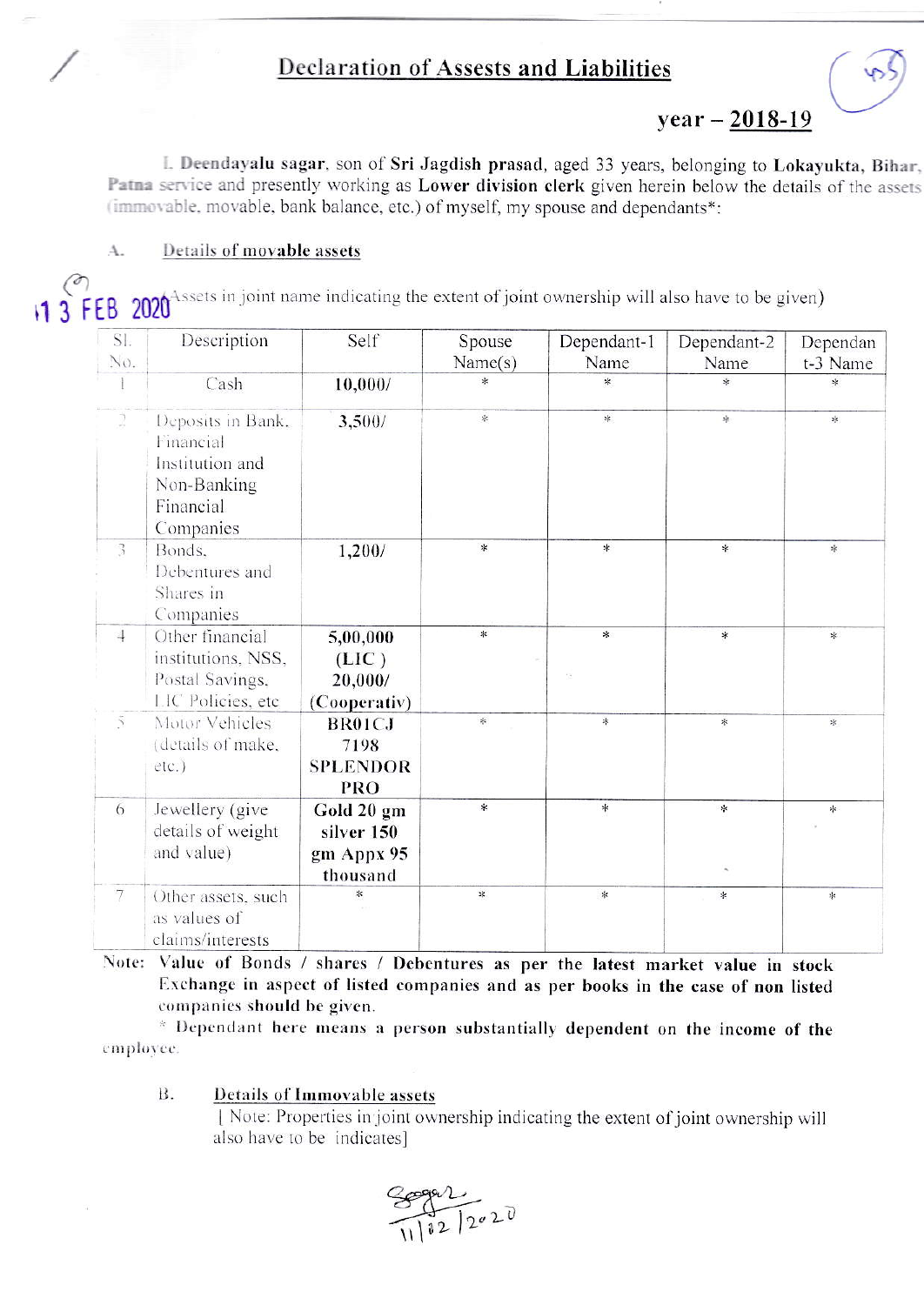# Declaration of Assests and Liabilities

### year – 2018-19

I, **Deendayalu sagar**, son of **Sri Jagdish prasad**, aged 33 years, belonging to **Lokayukta, Bihar, Patna** service and presently working as **Lower division clerk** given herein below the details of the assets (immovable, movable, bank balance, etc.) of myself, my spouse and dependants*:

A. **Details of movable assets**

13 FEB 2020

(Assets in joint name indicating the extent of joint ownership will also have to be given)

| Sl. No. | Description | Self | Spouse Name(s) | Dependant-1 Name | Dependant-2 Name | Dependant-3 Name |
|---|---|---|---|---|---|---|
| 1 | Cash | **10,000/** | * | * | * | * |
| 2 | Deposits in Bank, Financial Institution and Non-Banking Financial Companies | **3,500/** | * | * | * | * |
| 3 | Bonds, Debentures and Shares in Companies | **1,200/** | * | * | * | * |
| 4 | Other financial institutions, NSS, Postal Savings, LIC Policies, etc | **5,00,000 (LIC ) 20,000/ (Cooperativ)** | * | * | * | * |
| 5 | Motor Vehicles (details of make, etc.) | **BR01CJ 7198 SPLENDOR PRO** | * | * | * | * |
| 6 | Jewellery (give details of weight and value) | **Gold 20 gm silver 150 gm Appx 95 thousand** | * | * | * | * |
| 7 | Other assets, such as values of claims/interests | * | * | * | * | * |

**Note: Value of Bonds / shares / Debentures as per the latest market value in stock Exchange in aspect of listed companies and as per books in the case of non listed companies should be given.**

\* **Dependant here means a person substantially dependent on the income of the employee.**

B. **Details of Immovable assets**

[ Note: Properties in joint ownership indicating the extent of joint ownership will also have to be indicates]

Sagar
11/02/2020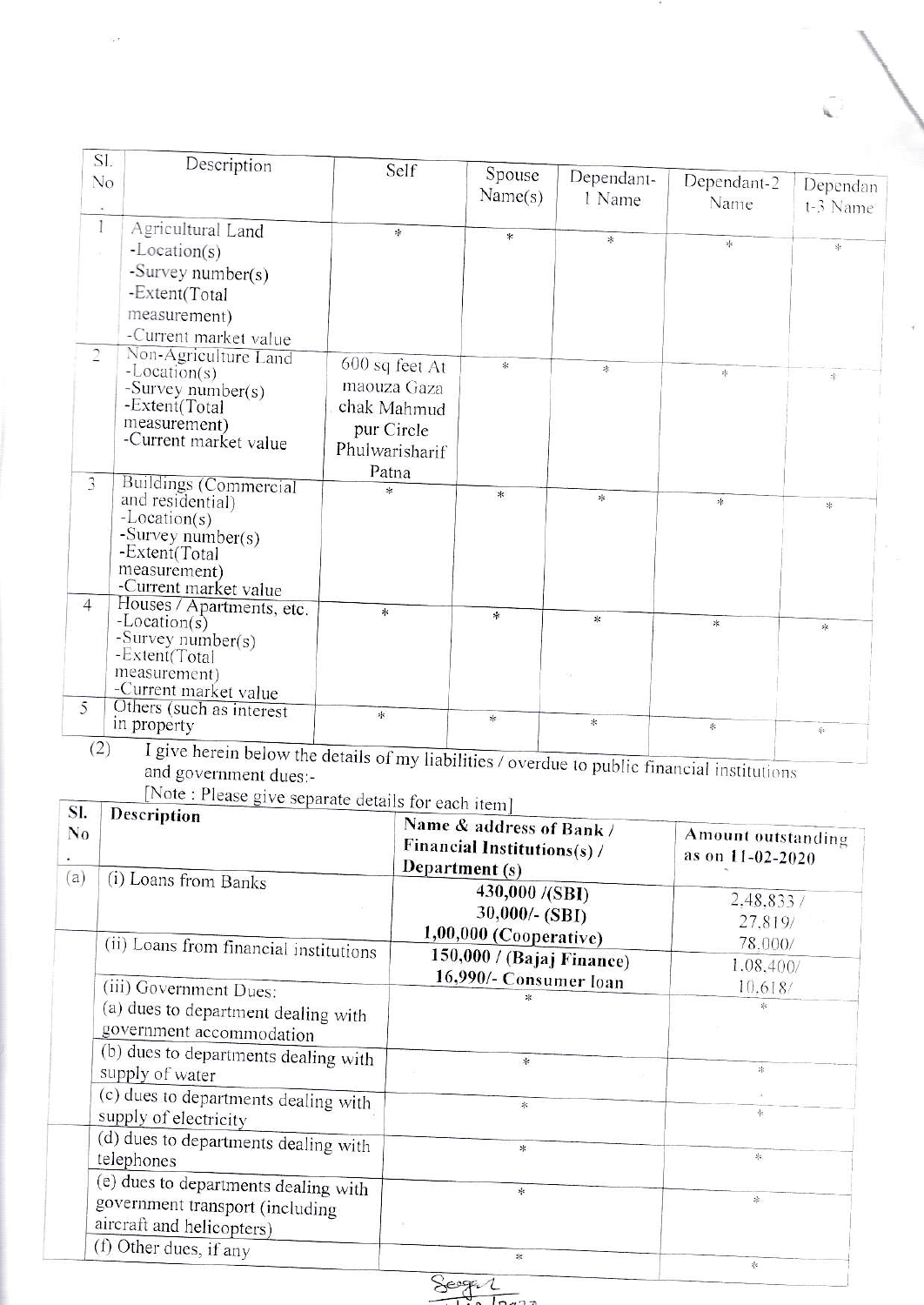| Sl. No | Description | Self | Spouse Name(s) | Dependant-1 Name | Dependant-2 Name | Dependant-3 Name |
|---|---|---|---|---|---|---|
| 1 | Agricultural Land<br>-Location(s)<br>-Survey number(s)<br>-Extent(Total measurement)<br>-Current market value | * | * | * | * | * |
| 2 | Non-Agriculture Land<br>-Location(s)<br>-Survey number(s)<br>-Extent(Total measurement)<br>-Current market value | 600 sq feet At maouza Gaza chak Mahmud pur Circle Phulwarisharif Patna | * | * | * | * |
| 3 | Buildings (Commercial and residential)<br>-Location(s)<br>-Survey number(s)<br>-Extent(Total measurement)<br>-Current market value | * | * | * | * | * |
| 4 | Houses / Apartments, etc.<br>-Location(s)<br>-Survey number(s)<br>-Extent(Total measurement)<br>-Current market value | * | * | * | * | * |
| 5 | Others (such as interest in property | * | * | * | * | * |

(2) I give herein below the details of my liabilities / overdue to public financial institutions and government dues:-

[Note : Please give separate details for each item]

| Sl. No. | Description | Name & address of Bank / Financial Institutions(s) / Department (s) | Amount outstanding as on 11-02-2020 |
|---|---|---|---|
| (a) | (i) Loans from Banks | 430,000 /(SBI)<br>30,000/- (SBI)<br>1,00,000 (Cooperative) | 2,48,833 /<br>27,819/<br>78,000/ |
| | (ii) Loans from financial institutions | 150,000 / (Bajaj Finance)<br>16,990/- Consumer loan | 1,08,400/<br>10,618/ |
| | (iii) Government Dues:<br>(a) dues to department dealing with government accommodation | * | * |
| | (b) dues to departments dealing with supply of water | * | * |
| | (c) dues to departments dealing with supply of electricity | * | * |
| | (d) dues to departments dealing with telephones | * | * |
| | (e) dues to departments dealing with government transport (including aircraft and helicopters) | * | * |
| | (f) Other dues, if any | * | * |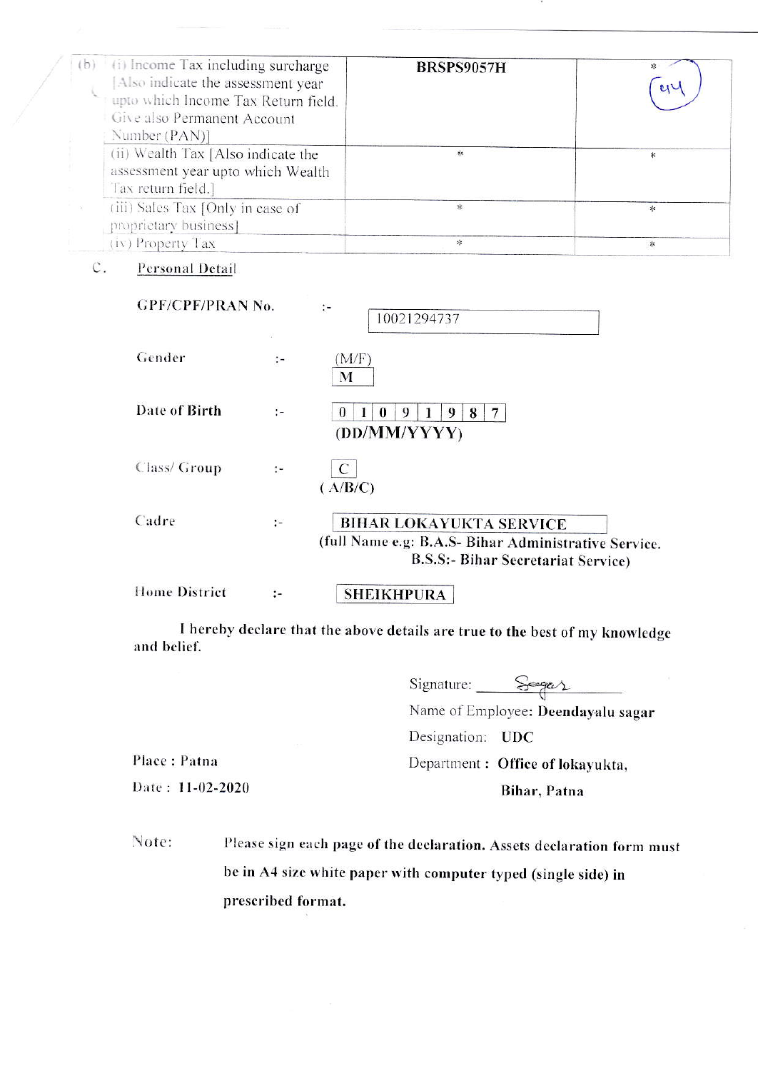| | | | |
|---|---|---|---|
| (b) | (i) Income Tax including surcharge [Also indicate the assessment year upto which Income Tax Return field. Give also Permanent Account Number (PAN)] | BRSPS9057H | * |
| | (ii) Wealth Tax [Also indicate the assessment year upto which Wealth Tax return field.] | * | * |
| | (iii) Sales Tax [Only in case of proprietary business] | * | * |
| | (iv) Property Tax | * | * |

C. **Personal Detail**

**GPF/CPF/PRAN No.** :- 10021294737

**Gender** :- (M/F) M

**Date of Birth** :- 0 1 0 9 1 9 8 7 **(DD/MM/YYYY)**

**Class/ Group** :- C ( A/B/C)

**Cadre** :- **BIHAR LOKAYUKTA SERVICE**
(full Name e.g: B.A.S- Bihar Administrative Service. B.S.S:- Bihar Secretariat Service)

**Home District** :- **SHEIKHPURA**

**I hereby declare that the above details are true to the best of my knowledge and belief.**

Signature: Sagar

Name of Employee: **Deendayalu sagar**

Designation: **UDC**

Department : **Office of lokayukta, Bihar, Patna**

Place : **Patna**

Date : **11-02-2020**

Note: **Please sign each page of the declaration. Assets declaration form must be in A4 size white paper with computer typed (single side) in prescribed format.**